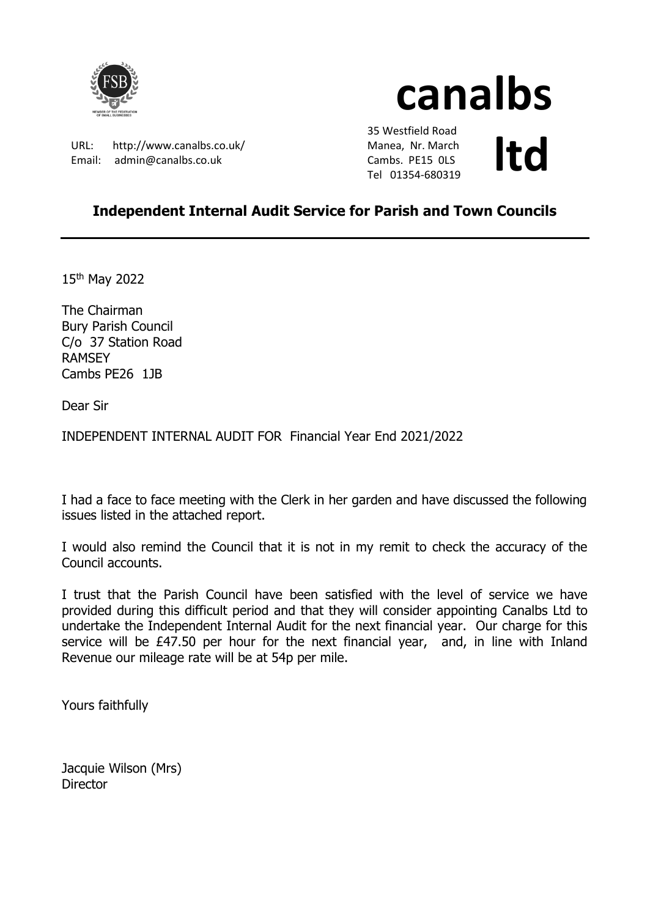# canalbs ltd

URL: http://www.canalbs.co.uk/
Email: admin@canalbs.co.uk

35 Westfield Road
Manea, Nr. March
Cambs. PE15 0LS
Tel 01354-680319

## Independent Internal Audit Service for Parish and Town Councils

---

15th May 2022

The Chairman
Bury Parish Council
C/o 37 Station Road
RAMSEY
Cambs PE26 1JB

Dear Sir

INDEPENDENT INTERNAL AUDIT FOR Financial Year End 2021/2022

I had a face to face meeting with the Clerk in her garden and have discussed the following issues listed in the attached report.

I would also remind the Council that it is not in my remit to check the accuracy of the Council accounts.

I trust that the Parish Council have been satisfied with the level of service we have provided during this difficult period and that they will consider appointing Canalbs Ltd to undertake the Independent Internal Audit for the next financial year. Our charge for this service will be £47.50 per hour for the next financial year, and, in line with Inland Revenue our mileage rate will be at 54p per mile.

Yours faithfully

Jacquie Wilson (Mrs)
Director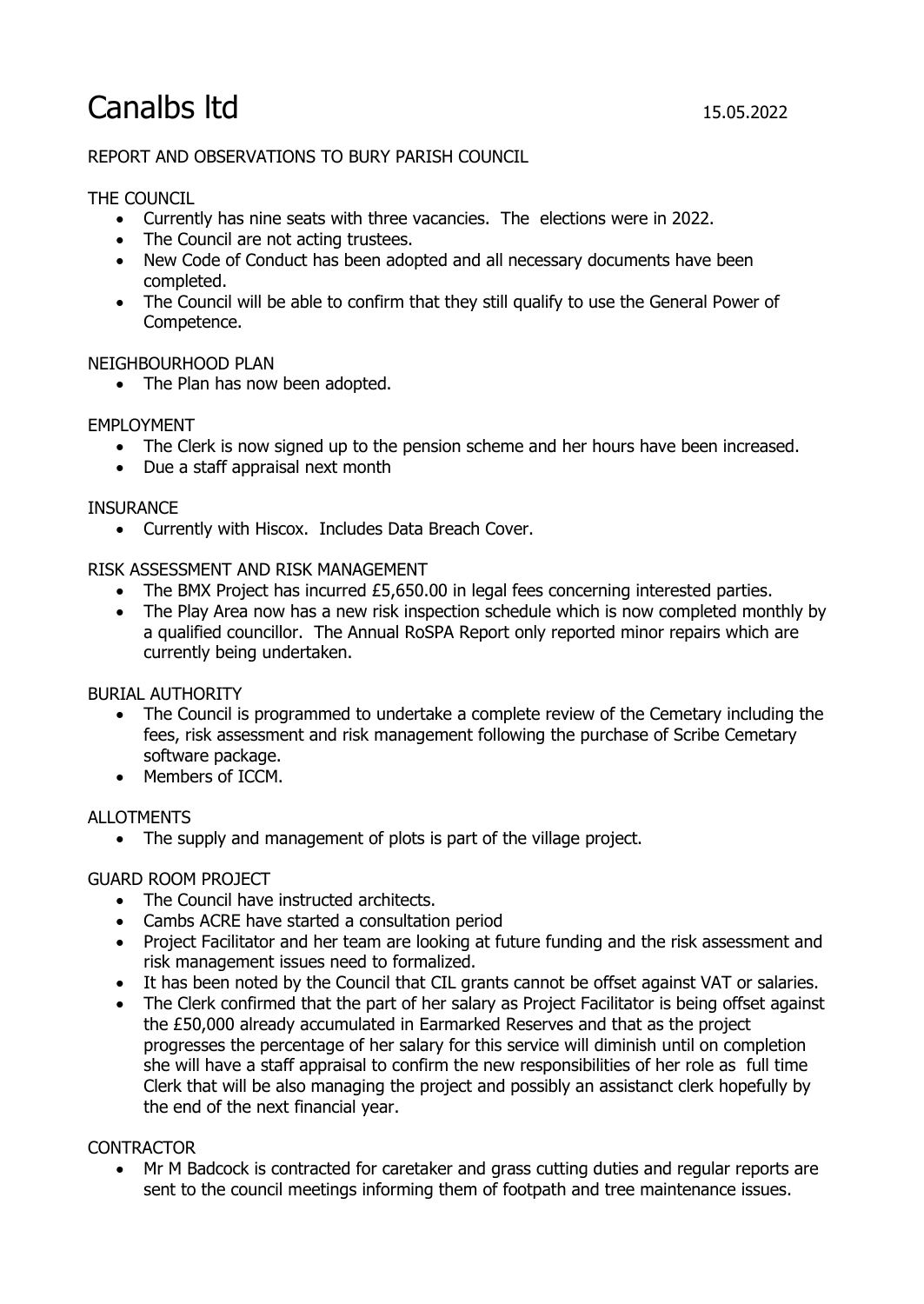# Canalbs ltd

15.05.2022

REPORT AND OBSERVATIONS TO BURY PARISH COUNCIL

THE COUNCIL

- Currently has nine seats with three vacancies. The elections were in 2022.
- The Council are not acting trustees.
- New Code of Conduct has been adopted and all necessary documents have been completed.
- The Council will be able to confirm that they still qualify to use the General Power of Competence.

NEIGHBOURHOOD PLAN

- The Plan has now been adopted.

EMPLOYMENT

- The Clerk is now signed up to the pension scheme and her hours have been increased.
- Due a staff appraisal next month

INSURANCE

- Currently with Hiscox. Includes Data Breach Cover.

RISK ASSESSMENT AND RISK MANAGEMENT

- The BMX Project has incurred £5,650.00 in legal fees concerning interested parties.
- The Play Area now has a new risk inspection schedule which is now completed monthly by a qualified councillor. The Annual RoSPA Report only reported minor repairs which are currently being undertaken.

BURIAL AUTHORITY

- The Council is programmed to undertake a complete review of the Cemetary including the fees, risk assessment and risk management following the purchase of Scribe Cemetary software package.
- Members of ICCM.

ALLOTMENTS

- The supply and management of plots is part of the village project.

GUARD ROOM PROJECT

- The Council have instructed architects.
- Cambs ACRE have started a consultation period
- Project Facilitator and her team are looking at future funding and the risk assessment and risk management issues need to formalized.
- It has been noted by the Council that CIL grants cannot be offset against VAT or salaries.
- The Clerk confirmed that the part of her salary as Project Facilitator is being offset against the £50,000 already accumulated in Earmarked Reserves and that as the project progresses the percentage of her salary for this service will diminish until on completion she will have a staff appraisal to confirm the new responsibilities of her role as full time Clerk that will be also managing the project and possibly an assistanct clerk hopefully by the end of the next financial year.

CONTRACTOR

- Mr M Badcock is contracted for caretaker and grass cutting duties and regular reports are sent to the council meetings informing them of footpath and tree maintenance issues.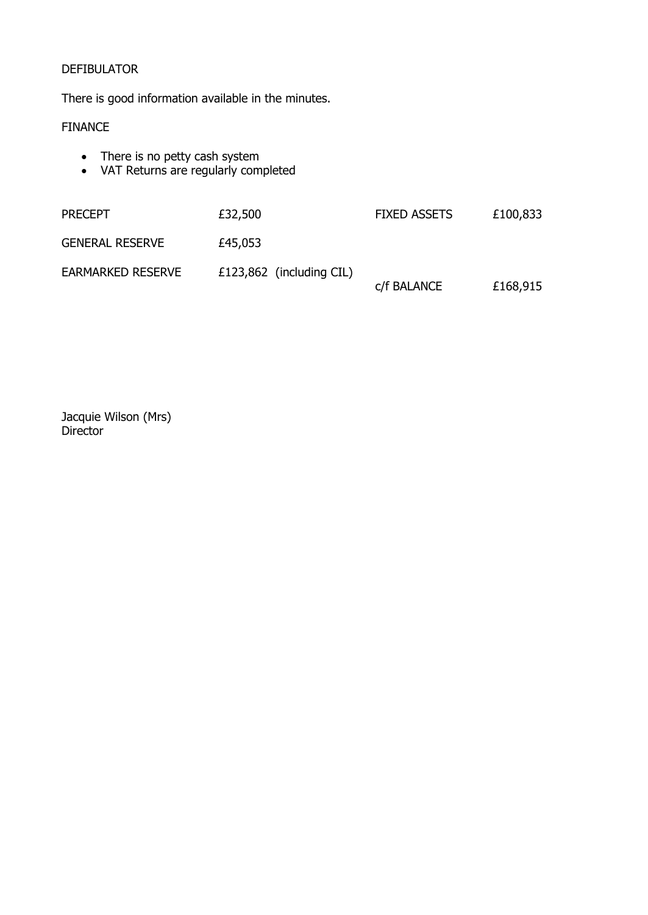DEFIBULATOR

There is good information available in the minutes.

FINANCE

- There is no petty cash system
- VAT Returns are regularly completed

| | | | |
|---|---|---|---|
| PRECEPT | £32,500 | FIXED ASSETS | £100,833 |
| GENERAL RESERVE | £45,053 | | |
| EARMARKED RESERVE | £123,862 (including CIL) | c/f BALANCE | £168,915 |

Jacquie Wilson (Mrs)
Director